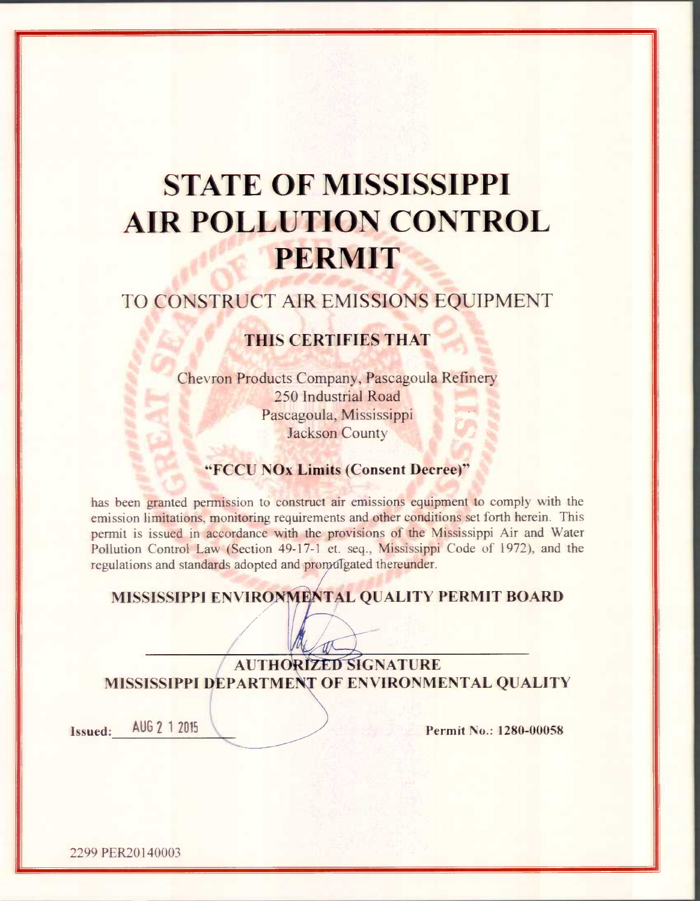# STATE OF MISSISSIPPI AIR POLLUTION CONTROL PERMIT

## TO CONSTRUCT AIR EMISSIONS EQUIPMENT

### THIS CERTIFIES THAT

Chevron Products Company, Pascagoula Refinery
250 Industrial Road
Pascagoula, Mississippi
Jackson County

**"FCCU NOx Limits (Consent Decree)"**

has been granted permission to construct air emissions equipment to comply with the emission limitations, monitoring requirements and other conditions set forth herein. This permit is issued in accordance with the provisions of the Mississippi Air and Water Pollution Control Law (Section 49-17-1 et. seq., Mississippi Code of 1972), and the regulations and standards adopted and promulgated thereunder.

**MISSISSIPPI ENVIRONMENTAL QUALITY PERMIT BOARD**

**AUTHORIZED SIGNATURE**
**MISSISSIPPI DEPARTMENT OF ENVIRONMENTAL QUALITY**

**Issued:** AUG 2 1 2015

**Permit No.: 1280-00058**

2299 PER20140003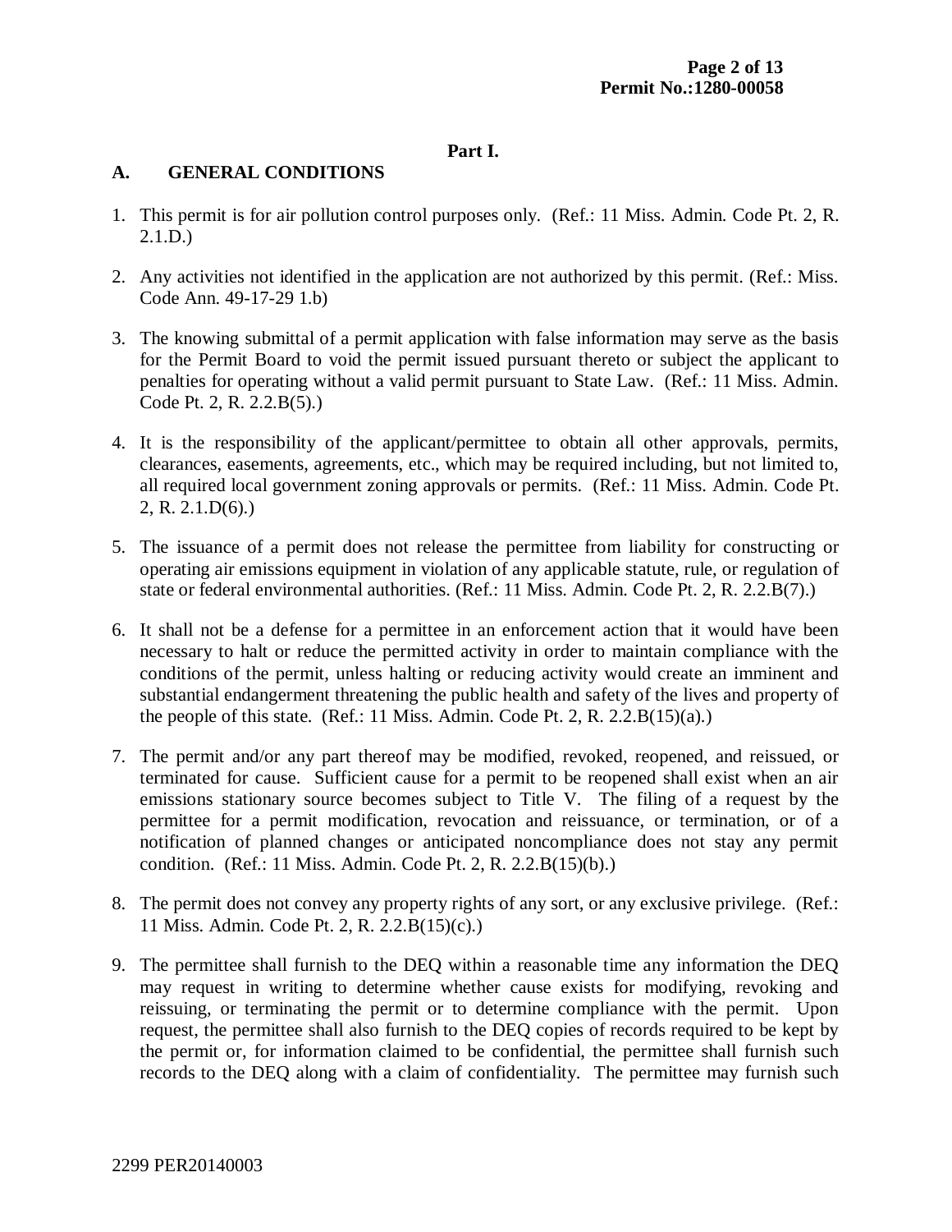## Part I.

### A. GENERAL CONDITIONS

1. This permit is for air pollution control purposes only. (Ref.: 11 Miss. Admin. Code Pt. 2, R. 2.1.D.)

2. Any activities not identified in the application are not authorized by this permit. (Ref.: Miss. Code Ann. 49-17-29 1.b)

3. The knowing submittal of a permit application with false information may serve as the basis for the Permit Board to void the permit issued pursuant thereto or subject the applicant to penalties for operating without a valid permit pursuant to State Law. (Ref.: 11 Miss. Admin. Code Pt. 2, R. 2.2.B(5).)

4. It is the responsibility of the applicant/permittee to obtain all other approvals, permits, clearances, easements, agreements, etc., which may be required including, but not limited to, all required local government zoning approvals or permits. (Ref.: 11 Miss. Admin. Code Pt. 2, R. 2.1.D(6).)

5. The issuance of a permit does not release the permittee from liability for constructing or operating air emissions equipment in violation of any applicable statute, rule, or regulation of state or federal environmental authorities. (Ref.: 11 Miss. Admin. Code Pt. 2, R. 2.2.B(7).)

6. It shall not be a defense for a permittee in an enforcement action that it would have been necessary to halt or reduce the permitted activity in order to maintain compliance with the conditions of the permit, unless halting or reducing activity would create an imminent and substantial endangerment threatening the public health and safety of the lives and property of the people of this state. (Ref.: 11 Miss. Admin. Code Pt. 2, R. 2.2.B(15)(a).)

7. The permit and/or any part thereof may be modified, revoked, reopened, and reissued, or terminated for cause. Sufficient cause for a permit to be reopened shall exist when an air emissions stationary source becomes subject to Title V. The filing of a request by the permittee for a permit modification, revocation and reissuance, or termination, or of a notification of planned changes or anticipated noncompliance does not stay any permit condition. (Ref.: 11 Miss. Admin. Code Pt. 2, R. 2.2.B(15)(b).)

8. The permit does not convey any property rights of any sort, or any exclusive privilege. (Ref.: 11 Miss. Admin. Code Pt. 2, R. 2.2.B(15)(c).)

9. The permittee shall furnish to the DEQ within a reasonable time any information the DEQ may request in writing to determine whether cause exists for modifying, revoking and reissuing, or terminating the permit or to determine compliance with the permit. Upon request, the permittee shall also furnish to the DEQ copies of records required to be kept by the permit or, for information claimed to be confidential, the permittee shall furnish such records to the DEQ along with a claim of confidentiality. The permittee may furnish such

2299 PER20140003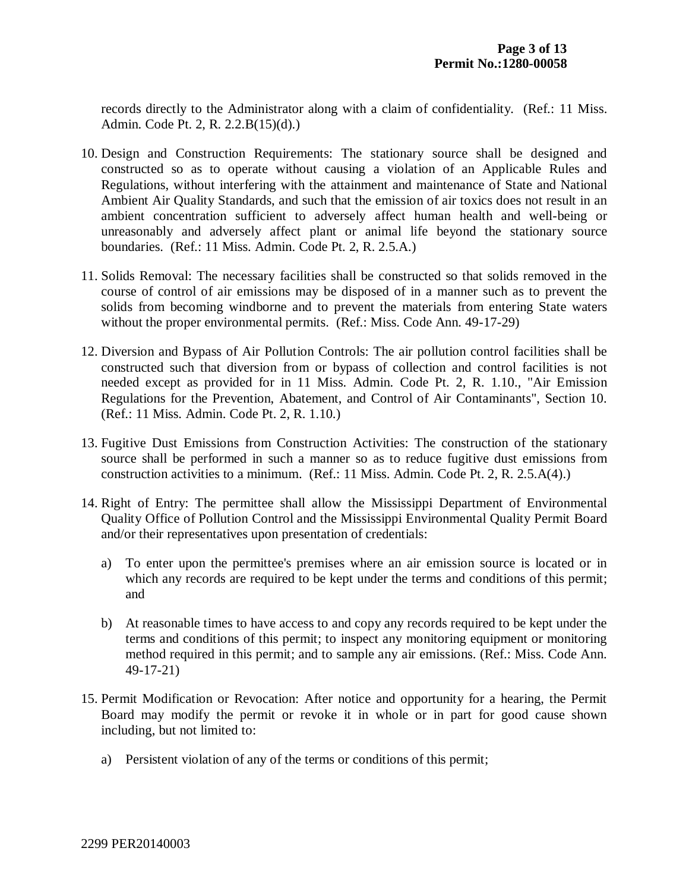records directly to the Administrator along with a claim of confidentiality. (Ref.: 11 Miss. Admin. Code Pt. 2, R. 2.2.B(15)(d).)

10. Design and Construction Requirements: The stationary source shall be designed and constructed so as to operate without causing a violation of an Applicable Rules and Regulations, without interfering with the attainment and maintenance of State and National Ambient Air Quality Standards, and such that the emission of air toxics does not result in an ambient concentration sufficient to adversely affect human health and well-being or unreasonably and adversely affect plant or animal life beyond the stationary source boundaries. (Ref.: 11 Miss. Admin. Code Pt. 2, R. 2.5.A.)

11. Solids Removal: The necessary facilities shall be constructed so that solids removed in the course of control of air emissions may be disposed of in a manner such as to prevent the solids from becoming windborne and to prevent the materials from entering State waters without the proper environmental permits. (Ref.: Miss. Code Ann. 49-17-29)

12. Diversion and Bypass of Air Pollution Controls: The air pollution control facilities shall be constructed such that diversion from or bypass of collection and control facilities is not needed except as provided for in 11 Miss. Admin. Code Pt. 2, R. 1.10., "Air Emission Regulations for the Prevention, Abatement, and Control of Air Contaminants", Section 10. (Ref.: 11 Miss. Admin. Code Pt. 2, R. 1.10.)

13. Fugitive Dust Emissions from Construction Activities: The construction of the stationary source shall be performed in such a manner so as to reduce fugitive dust emissions from construction activities to a minimum. (Ref.: 11 Miss. Admin. Code Pt. 2, R. 2.5.A(4).)

14. Right of Entry: The permittee shall allow the Mississippi Department of Environmental Quality Office of Pollution Control and the Mississippi Environmental Quality Permit Board and/or their representatives upon presentation of credentials:

    a) To enter upon the permittee's premises where an air emission source is located or in which any records are required to be kept under the terms and conditions of this permit; and

    b) At reasonable times to have access to and copy any records required to be kept under the terms and conditions of this permit; to inspect any monitoring equipment or monitoring method required in this permit; and to sample any air emissions. (Ref.: Miss. Code Ann. 49-17-21)

15. Permit Modification or Revocation: After notice and opportunity for a hearing, the Permit Board may modify the permit or revoke it in whole or in part for good cause shown including, but not limited to:

    a) Persistent violation of any of the terms or conditions of this permit;

2299 PER20140003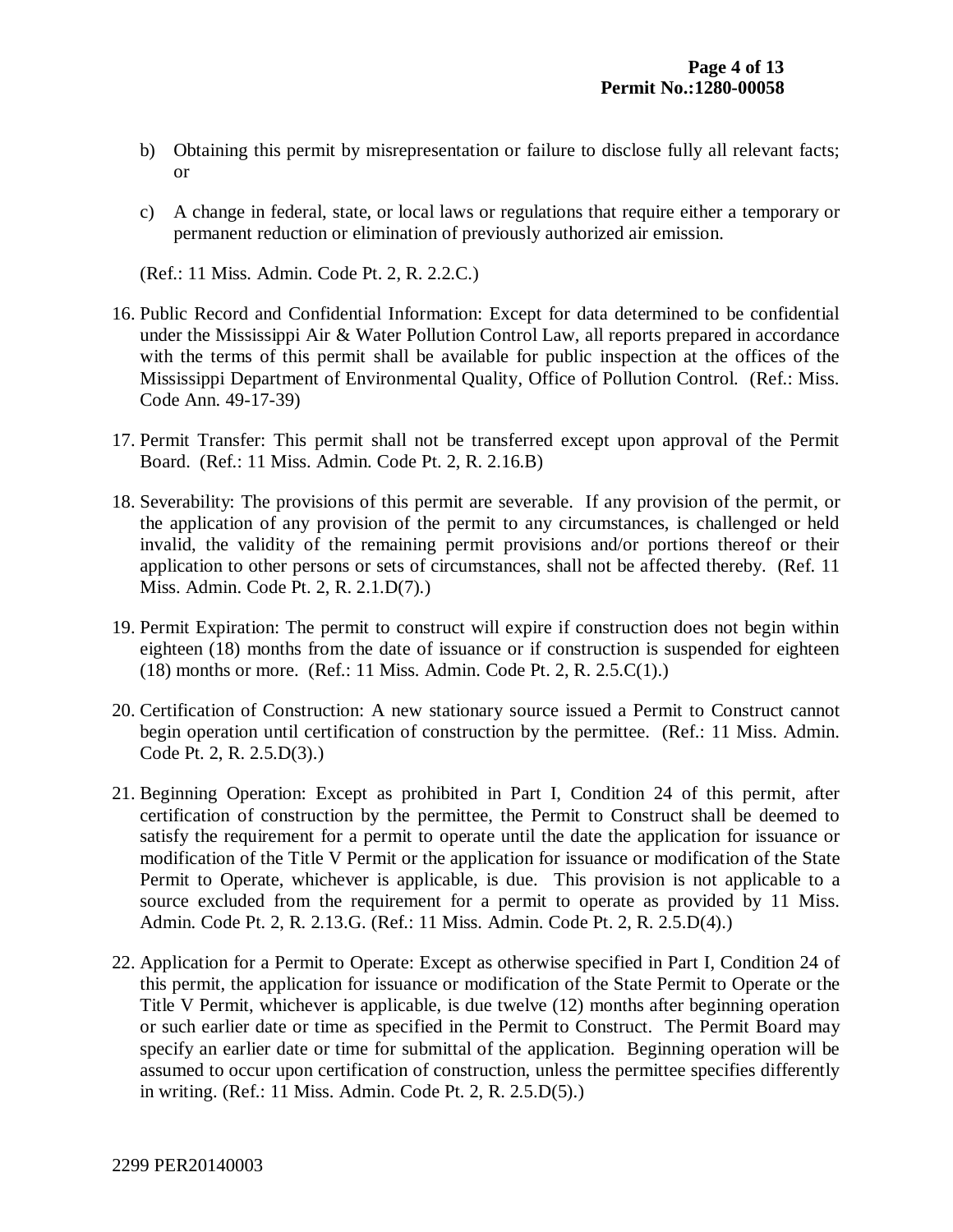b) Obtaining this permit by misrepresentation or failure to disclose fully all relevant facts; or

c) A change in federal, state, or local laws or regulations that require either a temporary or permanent reduction or elimination of previously authorized air emission.

(Ref.: 11 Miss. Admin. Code Pt. 2, R. 2.2.C.)

16. Public Record and Confidential Information: Except for data determined to be confidential under the Mississippi Air & Water Pollution Control Law, all reports prepared in accordance with the terms of this permit shall be available for public inspection at the offices of the Mississippi Department of Environmental Quality, Office of Pollution Control. (Ref.: Miss. Code Ann. 49-17-39)

17. Permit Transfer: This permit shall not be transferred except upon approval of the Permit Board. (Ref.: 11 Miss. Admin. Code Pt. 2, R. 2.16.B)

18. Severability: The provisions of this permit are severable. If any provision of the permit, or the application of any provision of the permit to any circumstances, is challenged or held invalid, the validity of the remaining permit provisions and/or portions thereof or their application to other persons or sets of circumstances, shall not be affected thereby. (Ref. 11 Miss. Admin. Code Pt. 2, R. 2.1.D(7).)

19. Permit Expiration: The permit to construct will expire if construction does not begin within eighteen (18) months from the date of issuance or if construction is suspended for eighteen (18) months or more. (Ref.: 11 Miss. Admin. Code Pt. 2, R. 2.5.C(1).)

20. Certification of Construction: A new stationary source issued a Permit to Construct cannot begin operation until certification of construction by the permittee. (Ref.: 11 Miss. Admin. Code Pt. 2, R. 2.5.D(3).)

21. Beginning Operation: Except as prohibited in Part I, Condition 24 of this permit, after certification of construction by the permittee, the Permit to Construct shall be deemed to satisfy the requirement for a permit to operate until the date the application for issuance or modification of the Title V Permit or the application for issuance or modification of the State Permit to Operate, whichever is applicable, is due. This provision is not applicable to a source excluded from the requirement for a permit to operate as provided by 11 Miss. Admin. Code Pt. 2, R. 2.13.G. (Ref.: 11 Miss. Admin. Code Pt. 2, R. 2.5.D(4).)

22. Application for a Permit to Operate: Except as otherwise specified in Part I, Condition 24 of this permit, the application for issuance or modification of the State Permit to Operate or the Title V Permit, whichever is applicable, is due twelve (12) months after beginning operation or such earlier date or time as specified in the Permit to Construct. The Permit Board may specify an earlier date or time for submittal of the application. Beginning operation will be assumed to occur upon certification of construction, unless the permittee specifies differently in writing. (Ref.: 11 Miss. Admin. Code Pt. 2, R. 2.5.D(5).)

2299 PER20140003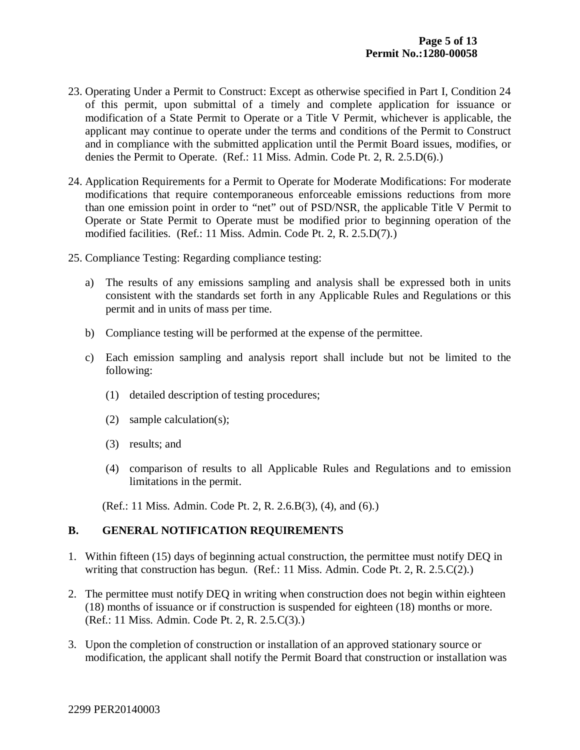23. Operating Under a Permit to Construct: Except as otherwise specified in Part I, Condition 24 of this permit, upon submittal of a timely and complete application for issuance or modification of a State Permit to Operate or a Title V Permit, whichever is applicable, the applicant may continue to operate under the terms and conditions of the Permit to Construct and in compliance with the submitted application until the Permit Board issues, modifies, or denies the Permit to Operate. (Ref.: 11 Miss. Admin. Code Pt. 2, R. 2.5.D(6).)

24. Application Requirements for a Permit to Operate for Moderate Modifications: For moderate modifications that require contemporaneous enforceable emissions reductions from more than one emission point in order to "net" out of PSD/NSR, the applicable Title V Permit to Operate or State Permit to Operate must be modified prior to beginning operation of the modified facilities. (Ref.: 11 Miss. Admin. Code Pt. 2, R. 2.5.D(7).)

25. Compliance Testing: Regarding compliance testing:

    a) The results of any emissions sampling and analysis shall be expressed both in units consistent with the standards set forth in any Applicable Rules and Regulations or this permit and in units of mass per time.

    b) Compliance testing will be performed at the expense of the permittee.

    c) Each emission sampling and analysis report shall include but not be limited to the following:

        (1) detailed description of testing procedures;

        (2) sample calculation(s);

        (3) results; and

        (4) comparison of results to all Applicable Rules and Regulations and to emission limitations in the permit.

    (Ref.: 11 Miss. Admin. Code Pt. 2, R. 2.6.B(3), (4), and (6).)

## B. GENERAL NOTIFICATION REQUIREMENTS

1. Within fifteen (15) days of beginning actual construction, the permittee must notify DEQ in writing that construction has begun. (Ref.: 11 Miss. Admin. Code Pt. 2, R. 2.5.C(2).)

2. The permittee must notify DEQ in writing when construction does not begin within eighteen (18) months of issuance or if construction is suspended for eighteen (18) months or more. (Ref.: 11 Miss. Admin. Code Pt. 2, R. 2.5.C(3).)

3. Upon the completion of construction or installation of an approved stationary source or modification, the applicant shall notify the Permit Board that construction or installation was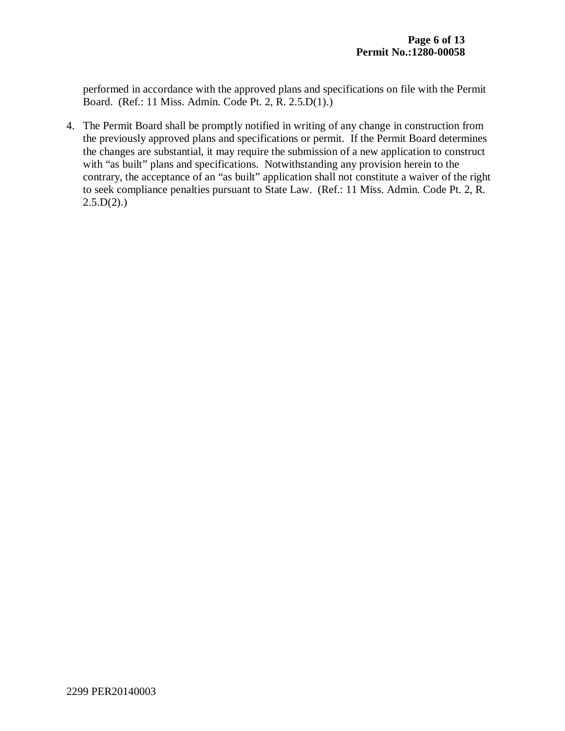performed in accordance with the approved plans and specifications on file with the Permit Board. (Ref.: 11 Miss. Admin. Code Pt. 2, R. 2.5.D(1).)

4. The Permit Board shall be promptly notified in writing of any change in construction from the previously approved plans and specifications or permit. If the Permit Board determines the changes are substantial, it may require the submission of a new application to construct with "as built" plans and specifications. Notwithstanding any provision herein to the contrary, the acceptance of an "as built" application shall not constitute a waiver of the right to seek compliance penalties pursuant to State Law. (Ref.: 11 Miss. Admin. Code Pt. 2, R. 2.5.D(2).)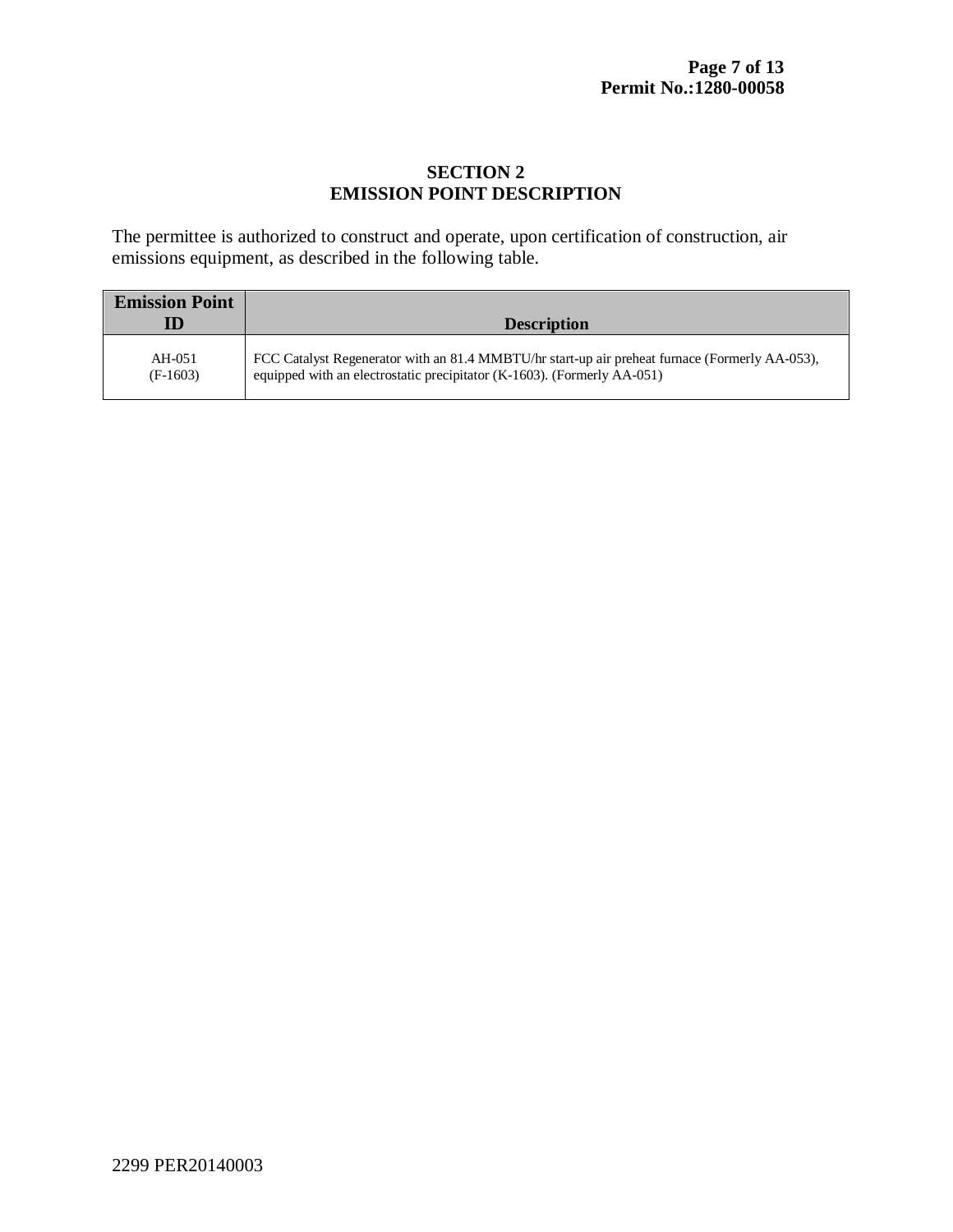## SECTION 2
## EMISSION POINT DESCRIPTION

The permittee is authorized to construct and operate, upon certification of construction, air emissions equipment, as described in the following table.

| Emission Point ID | Description |
|---|---|
| AH-051 (F-1603) | FCC Catalyst Regenerator with an 81.4 MMBTU/hr start-up air preheat furnace (Formerly AA-053), equipped with an electrostatic precipitator (K-1603). (Formerly AA-051) |

2299 PER20140003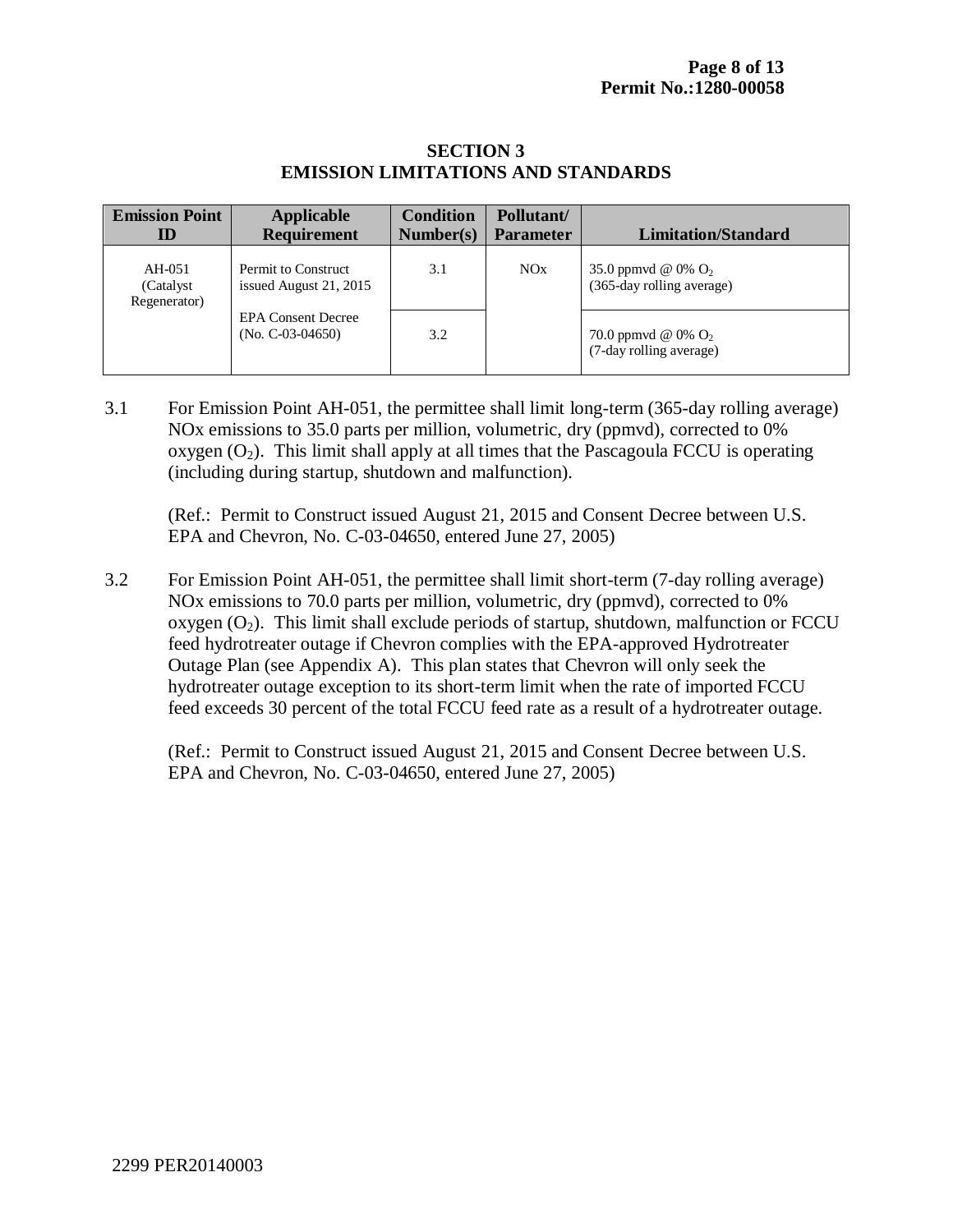## SECTION 3
## EMISSION LIMITATIONS AND STANDARDS

| Emission Point ID | Applicable Requirement | Condition Number(s) | Pollutant/ Parameter | Limitation/Standard |
|---|---|---|---|---|
| AH-051 (Catalyst Regenerator) | Permit to Construct issued August 21, 2015<br><br>EPA Consent Decree (No. C-03-04650) | 3.1 | NOx | 35.0 ppmvd @ 0% $O_2$ (365-day rolling average) |
| | | 3.2 | | 70.0 ppmvd @ 0% $O_2$ (7-day rolling average) |

3.1 For Emission Point AH-051, the permittee shall limit long-term (365-day rolling average) NOx emissions to 35.0 parts per million, volumetric, dry (ppmvd), corrected to 0% oxygen ($O_2$). This limit shall apply at all times that the Pascagoula FCCU is operating (including during startup, shutdown and malfunction).

(Ref.: Permit to Construct issued August 21, 2015 and Consent Decree between U.S. EPA and Chevron, No. C-03-04650, entered June 27, 2005)

3.2 For Emission Point AH-051, the permittee shall limit short-term (7-day rolling average) NOx emissions to 70.0 parts per million, volumetric, dry (ppmvd), corrected to 0% oxygen ($O_2$). This limit shall exclude periods of startup, shutdown, malfunction or FCCU feed hydrotreater outage if Chevron complies with the EPA-approved Hydrotreater Outage Plan (see Appendix A). This plan states that Chevron will only seek the hydrotreater outage exception to its short-term limit when the rate of imported FCCU feed exceeds 30 percent of the total FCCU feed rate as a result of a hydrotreater outage.

(Ref.: Permit to Construct issued August 21, 2015 and Consent Decree between U.S. EPA and Chevron, No. C-03-04650, entered June 27, 2005)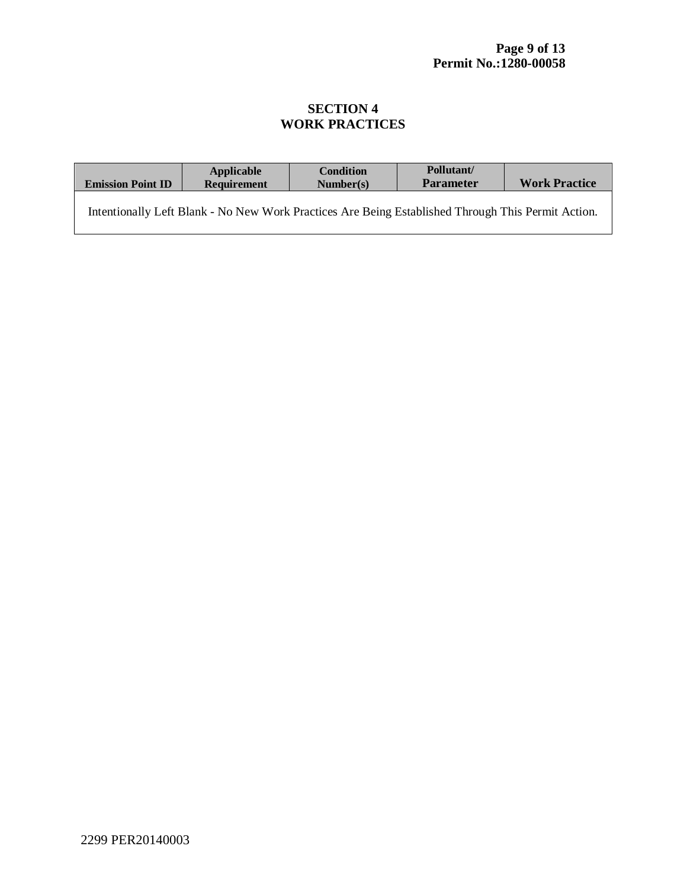# SECTION 4
# WORK PRACTICES

| Emission Point ID | Applicable Requirement | Condition Number(s) | Pollutant/ Parameter | Work Practice |
|---|---|---|---|---|
| Intentionally Left Blank - No New Work Practices Are Being Established Through This Permit Action. | | | | |

2299 PER20140003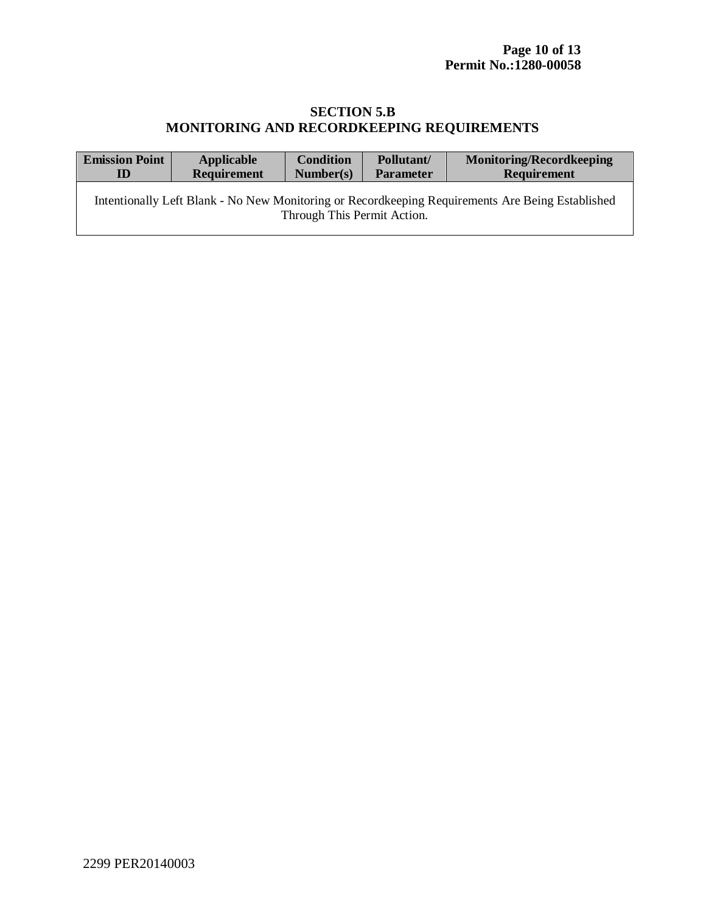## SECTION 5.B
## MONITORING AND RECORDKEEPING REQUIREMENTS

| Emission Point ID | Applicable Requirement | Condition Number(s) | Pollutant/ Parameter | Monitoring/Recordkeeping Requirement |
|---|---|---|---|---|
| Intentionally Left Blank - No New Monitoring or Recordkeeping Requirements Are Being Established Through This Permit Action. | | | | |

2299 PER20140003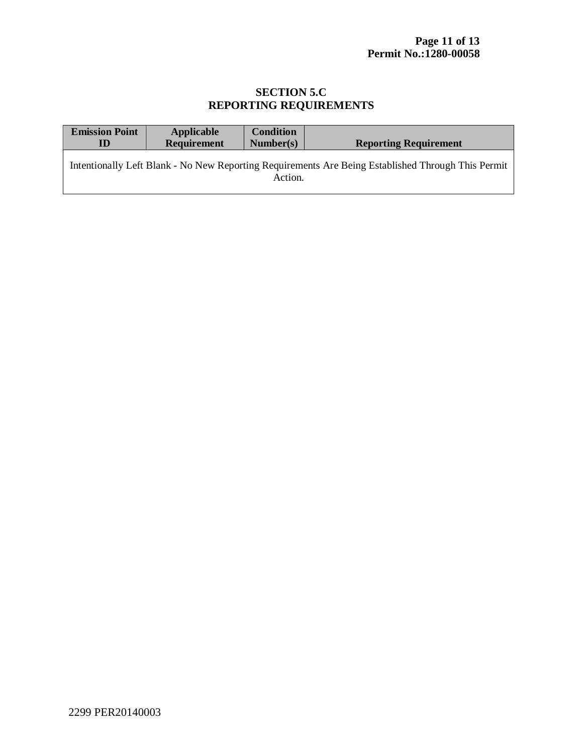## SECTION 5.C
## REPORTING REQUIREMENTS

| Emission Point ID | Applicable Requirement | Condition Number(s) | Reporting Requirement |
|---|---|---|---|
| Intentionally Left Blank - No New Reporting Requirements Are Being Established Through This Permit Action. | | | |

2299 PER20140003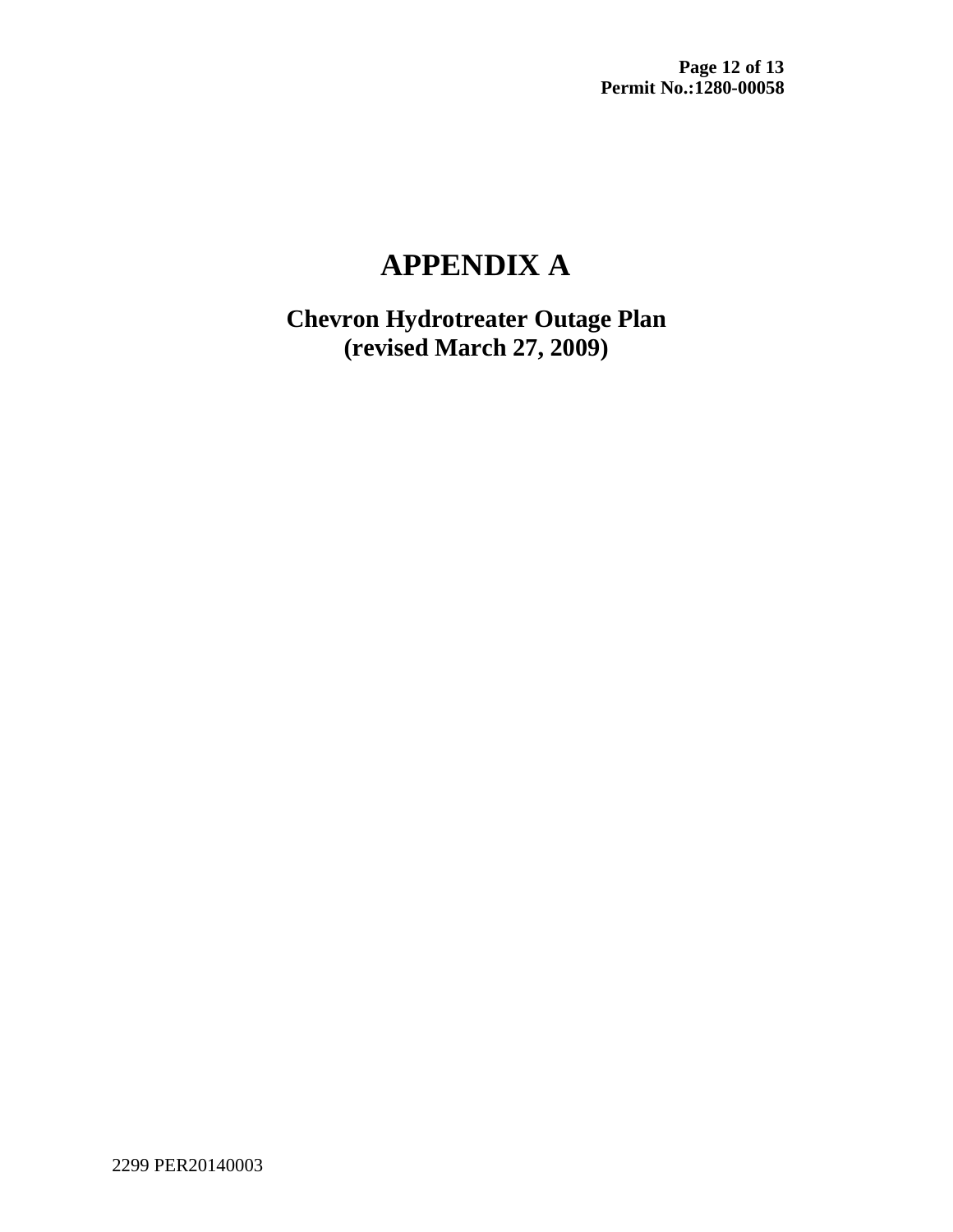# APPENDIX A

## Chevron Hydrotreater Outage Plan
## (revised March 27, 2009)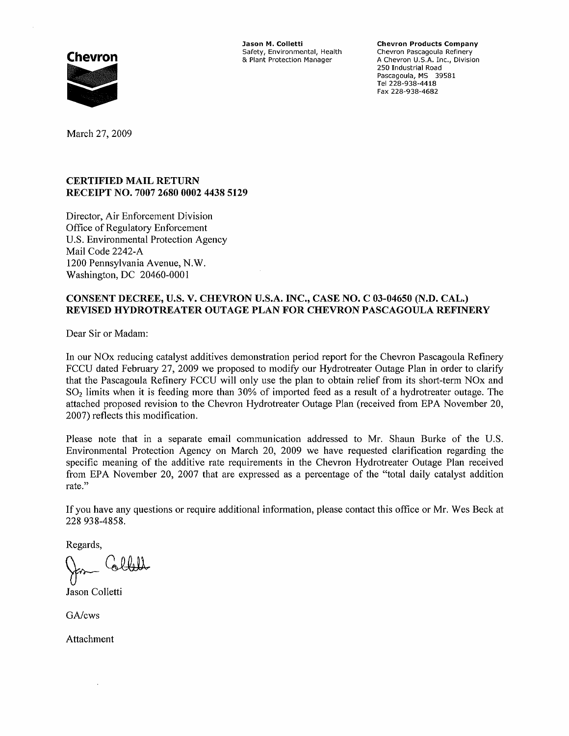Chevron

**Jason M. Colletti**
Safety, Environmental, Health
& Plant Protection Manager

**Chevron Products Company**
Chevron Pascagoula Refinery
A Chevron U.S.A. Inc., Division
250 Industrial Road
Pascagoula, MS 39581
Tel 228-938-4418
Fax 228-938-4682

March 27, 2009

**CERTIFIED MAIL RETURN**
**RECEIPT NO. 7007 2680 0002 4438 5129**

Director, Air Enforcement Division
Office of Regulatory Enforcement
U.S. Environmental Protection Agency
Mail Code 2242-A
1200 Pennsylvania Avenue, N.W.
Washington, DC 20460-0001

**CONSENT DECREE, U.S. V. CHEVRON U.S.A. INC., CASE NO. C 03-04650 (N.D. CAL.)**
**REVISED HYDROTREATER OUTAGE PLAN FOR CHEVRON PASCAGOULA REFINERY**

Dear Sir or Madam:

In our NOx reducing catalyst additives demonstration period report for the Chevron Pascagoula Refinery FCCU dated February 27, 2009 we proposed to modify our Hydrotreater Outage Plan in order to clarify that the Pascagoula Refinery FCCU will only use the plan to obtain relief from its short-term NOx and $SO_2$ limits when it is feeding more than 30% of imported feed as a result of a hydrotreater outage. The attached proposed revision to the Chevron Hydrotreater Outage Plan (received from EPA November 20, 2007) reflects this modification.

Please note that in a separate email communication addressed to Mr. Shaun Burke of the U.S. Environmental Protection Agency on March 20, 2009 we have requested clarification regarding the specific meaning of the additive rate requirements in the Chevron Hydrotreater Outage Plan received from EPA November 20, 2007 that are expressed as a percentage of the "total daily catalyst addition rate."

If you have any questions or require additional information, please contact this office or Mr. Wes Beck at 228 938-4858.

Regards,

Jason Colletti

GA/cws

Attachment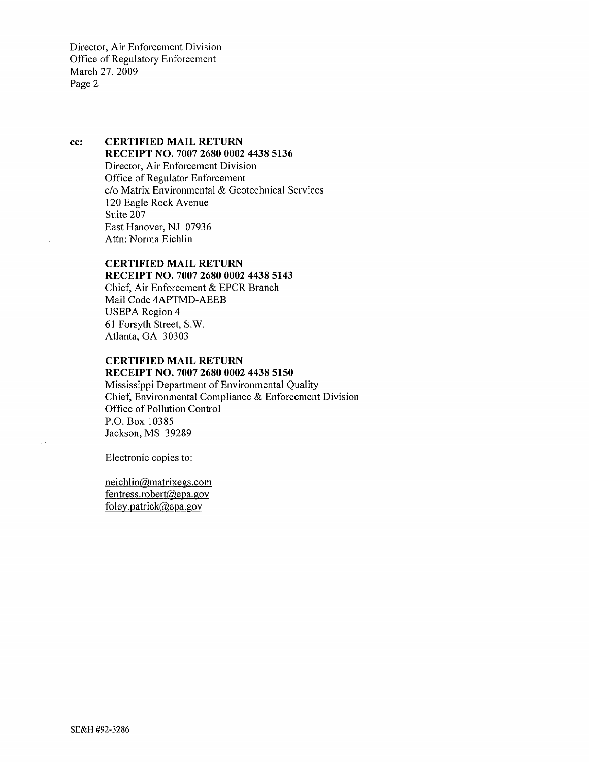cc: **CERTIFIED MAIL RETURN RECEIPT NO. 7007 2680 0002 4438 5136**
Director, Air Enforcement Division
Office of Regulator Enforcement
c/o Matrix Environmental & Geotechnical Services
120 Eagle Rock Avenue
Suite 207
East Hanover, NJ 07936
Attn: Norma Eichlin

**CERTIFIED MAIL RETURN RECEIPT NO. 7007 2680 0002 4438 5143**
Chief, Air Enforcement & EPCR Branch
Mail Code 4APTMD-AEEB
USEPA Region 4
61 Forsyth Street, S.W.
Atlanta, GA 30303

**CERTIFIED MAIL RETURN RECEIPT NO. 7007 2680 0002 4438 5150**
Mississippi Department of Environmental Quality
Chief, Environmental Compliance & Enforcement Division
Office of Pollution Control
P.O. Box 10385
Jackson, MS 39289

Electronic copies to:

neichlin@matrixegs.com
fentress.robert@epa.gov
foley.patrick@epa.gov

SE&H #92-3286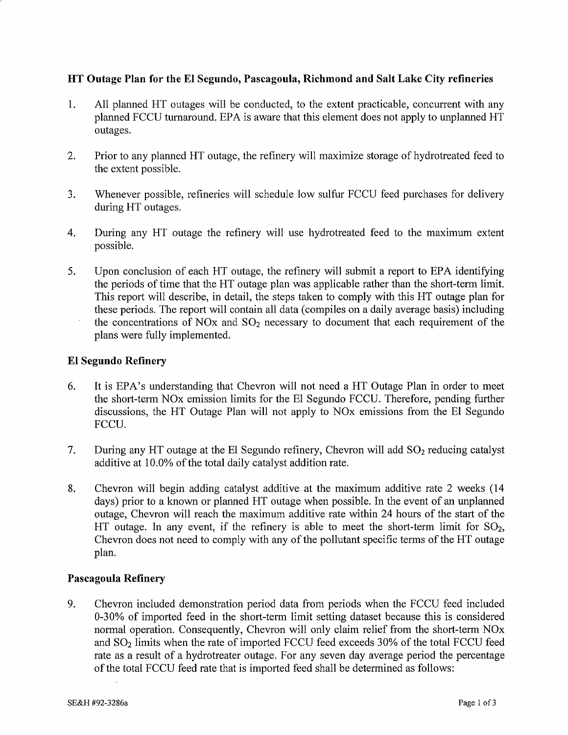## HT Outage Plan for the El Segundo, Pascagoula, Richmond and Salt Lake City refineries

1. All planned HT outages will be conducted, to the extent practicable, concurrent with any planned FCCU turnaround. EPA is aware that this element does not apply to unplanned HT outages.

2. Prior to any planned HT outage, the refinery will maximize storage of hydrotreated feed to the extent possible.

3. Whenever possible, refineries will schedule low sulfur FCCU feed purchases for delivery during HT outages.

4. During any HT outage the refinery will use hydrotreated feed to the maximum extent possible.

5. Upon conclusion of each HT outage, the refinery will submit a report to EPA identifying the periods of time that the HT outage plan was applicable rather than the short-term limit. This report will describe, in detail, the steps taken to comply with this HT outage plan for these periods. The report will contain all data (compiles on a daily average basis) including the concentrations of NOx and $SO_2$ necessary to document that each requirement of the plans were fully implemented.

### El Segundo Refinery

6. It is EPA's understanding that Chevron will not need a HT Outage Plan in order to meet the short-term NOx emission limits for the El Segundo FCCU. Therefore, pending further discussions, the HT Outage Plan will not apply to NOx emissions from the El Segundo FCCU.

7. During any HT outage at the El Segundo refinery, Chevron will add $SO_2$ reducing catalyst additive at 10.0% of the total daily catalyst addition rate.

8. Chevron will begin adding catalyst additive at the maximum additive rate 2 weeks (14 days) prior to a known or planned HT outage when possible. In the event of an unplanned outage, Chevron will reach the maximum additive rate within 24 hours of the start of the HT outage. In any event, if the refinery is able to meet the short-term limit for $SO_2$, Chevron does not need to comply with any of the pollutant specific terms of the HT outage plan.

### Pascagoula Refinery

9. Chevron included demonstration period data from periods when the FCCU feed included 0-30% of imported feed in the short-term limit setting dataset because this is considered normal operation. Consequently, Chevron will only claim relief from the short-term NOx and $SO_2$ limits when the rate of imported FCCU feed exceeds 30% of the total FCCU feed rate as a result of a hydrotreater outage. For any seven day average period the percentage of the total FCCU feed rate that is imported feed shall be determined as follows:

SE&H #92-3286a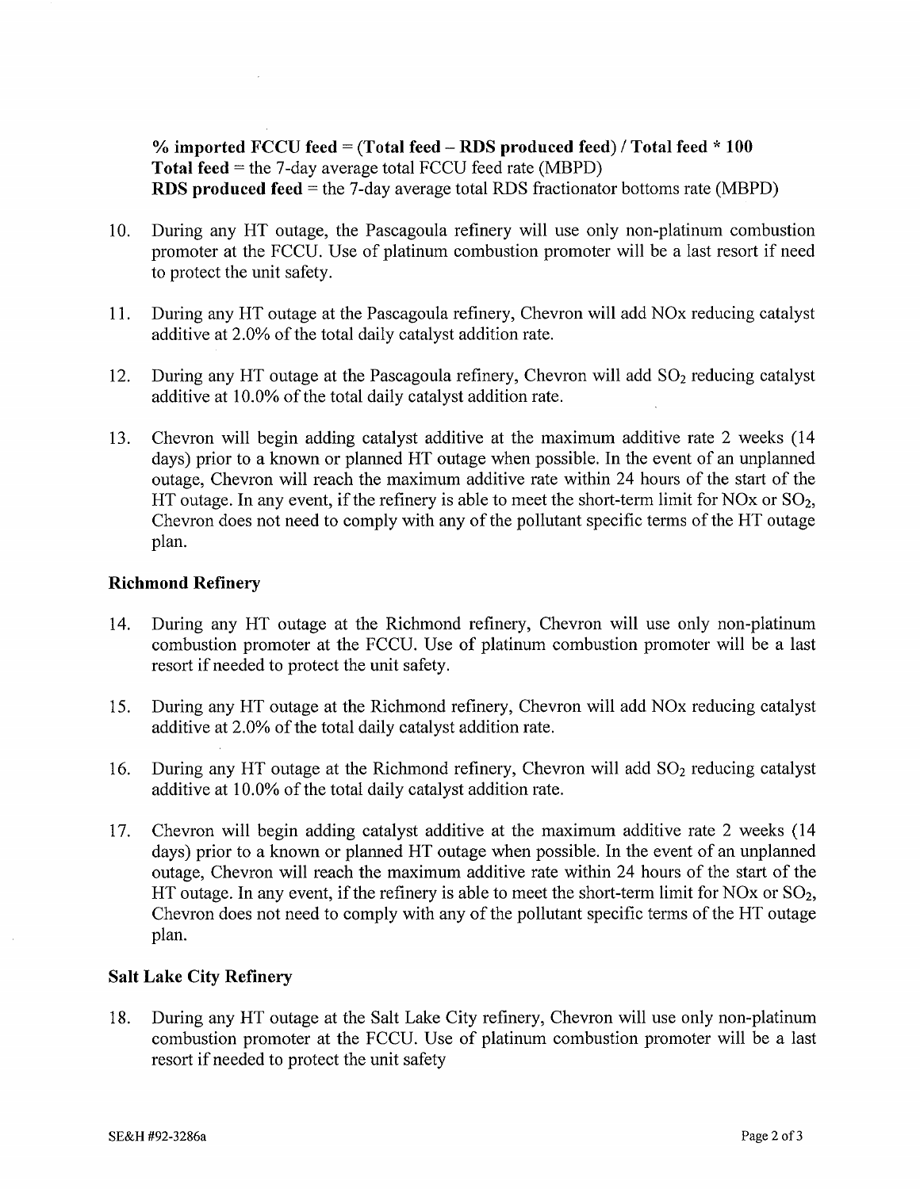**% imported FCCU feed = (Total feed – RDS produced feed) / Total feed * 100**
**Total feed** = the 7-day average total FCCU feed rate (MBPD)
**RDS produced feed** = the 7-day average total RDS fractionator bottoms rate (MBPD)

10. During any HT outage, the Pascagoula refinery will use only non-platinum combustion promoter at the FCCU. Use of platinum combustion promoter will be a last resort if need to protect the unit safety.

11. During any HT outage at the Pascagoula refinery, Chevron will add NOx reducing catalyst additive at 2.0% of the total daily catalyst addition rate.

12. During any HT outage at the Pascagoula refinery, Chevron will add $SO_2$ reducing catalyst additive at 10.0% of the total daily catalyst addition rate.

13. Chevron will begin adding catalyst additive at the maximum additive rate 2 weeks (14 days) prior to a known or planned HT outage when possible. In the event of an unplanned outage, Chevron will reach the maximum additive rate within 24 hours of the start of the HT outage. In any event, if the refinery is able to meet the short-term limit for NOx or $SO_2$, Chevron does not need to comply with any of the pollutant specific terms of the HT outage plan.

### Richmond Refinery

14. During any HT outage at the Richmond refinery, Chevron will use only non-platinum combustion promoter at the FCCU. Use of platinum combustion promoter will be a last resort if needed to protect the unit safety.

15. During any HT outage at the Richmond refinery, Chevron will add NOx reducing catalyst additive at 2.0% of the total daily catalyst addition rate.

16. During any HT outage at the Richmond refinery, Chevron will add $SO_2$ reducing catalyst additive at 10.0% of the total daily catalyst addition rate.

17. Chevron will begin adding catalyst additive at the maximum additive rate 2 weeks (14 days) prior to a known or planned HT outage when possible. In the event of an unplanned outage, Chevron will reach the maximum additive rate within 24 hours of the start of the HT outage. In any event, if the refinery is able to meet the short-term limit for NOx or $SO_2$, Chevron does not need to comply with any of the pollutant specific terms of the HT outage plan.

### Salt Lake City Refinery

18. During any HT outage at the Salt Lake City refinery, Chevron will use only non-platinum combustion promoter at the FCCU. Use of platinum combustion promoter will be a last resort if needed to protect the unit safety

SE&H #92-3286a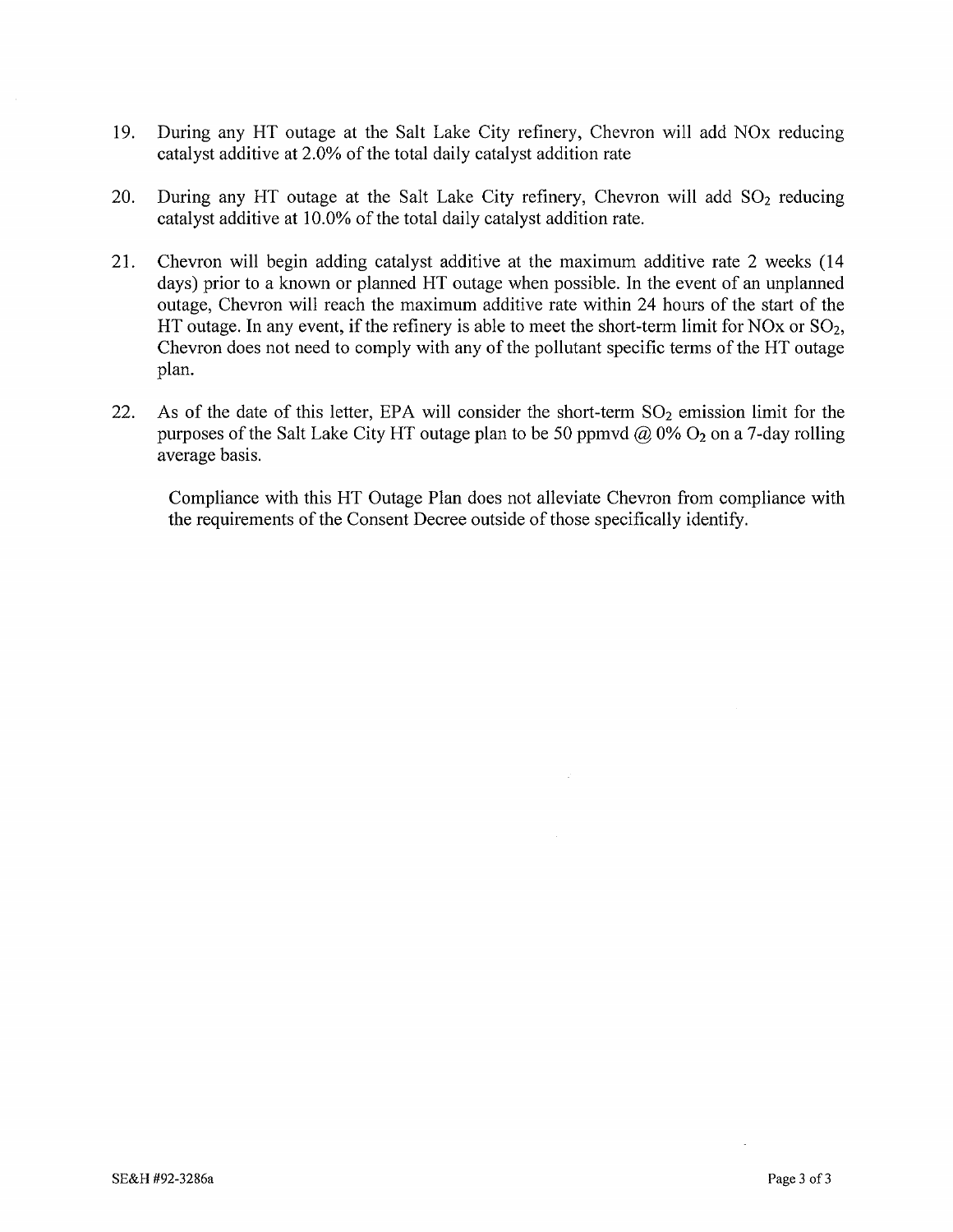19. During any HT outage at the Salt Lake City refinery, Chevron will add NOx reducing catalyst additive at 2.0% of the total daily catalyst addition rate

20. During any HT outage at the Salt Lake City refinery, Chevron will add $SO_2$ reducing catalyst additive at 10.0% of the total daily catalyst addition rate.

21. Chevron will begin adding catalyst additive at the maximum additive rate 2 weeks (14 days) prior to a known or planned HT outage when possible. In the event of an unplanned outage, Chevron will reach the maximum additive rate within 24 hours of the start of the HT outage. In any event, if the refinery is able to meet the short-term limit for NOx or $SO_2$, Chevron does not need to comply with any of the pollutant specific terms of the HT outage plan.

22. As of the date of this letter, EPA will consider the short-term $SO_2$ emission limit for the purposes of the Salt Lake City HT outage plan to be 50 ppmvd @ 0% $O_2$ on a 7-day rolling average basis.

    Compliance with this HT Outage Plan does not alleviate Chevron from compliance with the requirements of the Consent Decree outside of those specifically identify.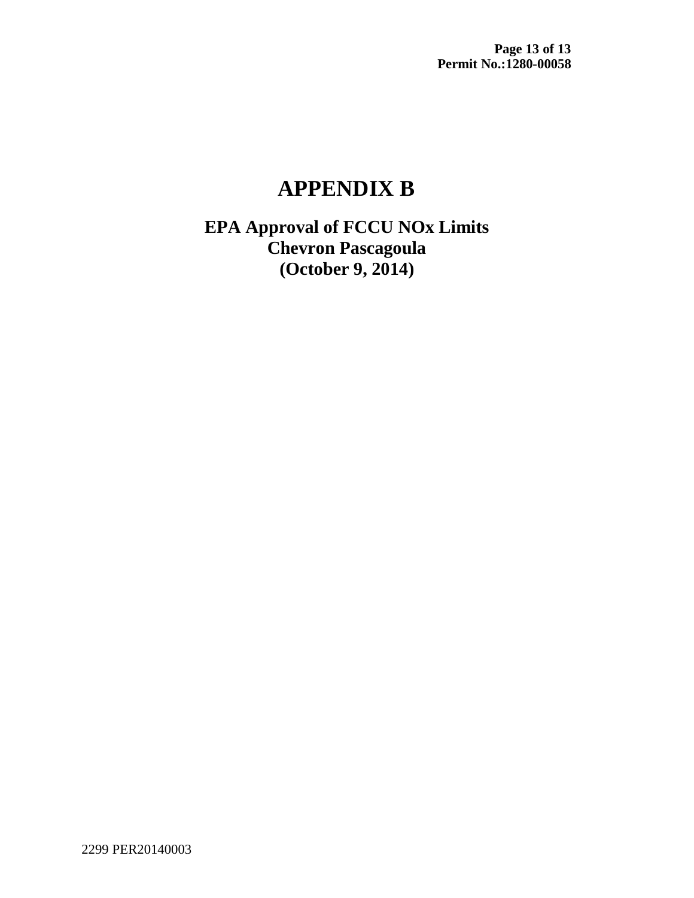# APPENDIX B

## EPA Approval of FCCU NOx Limits
## Chevron Pascagoula
## (October 9, 2014)

2299 PER20140003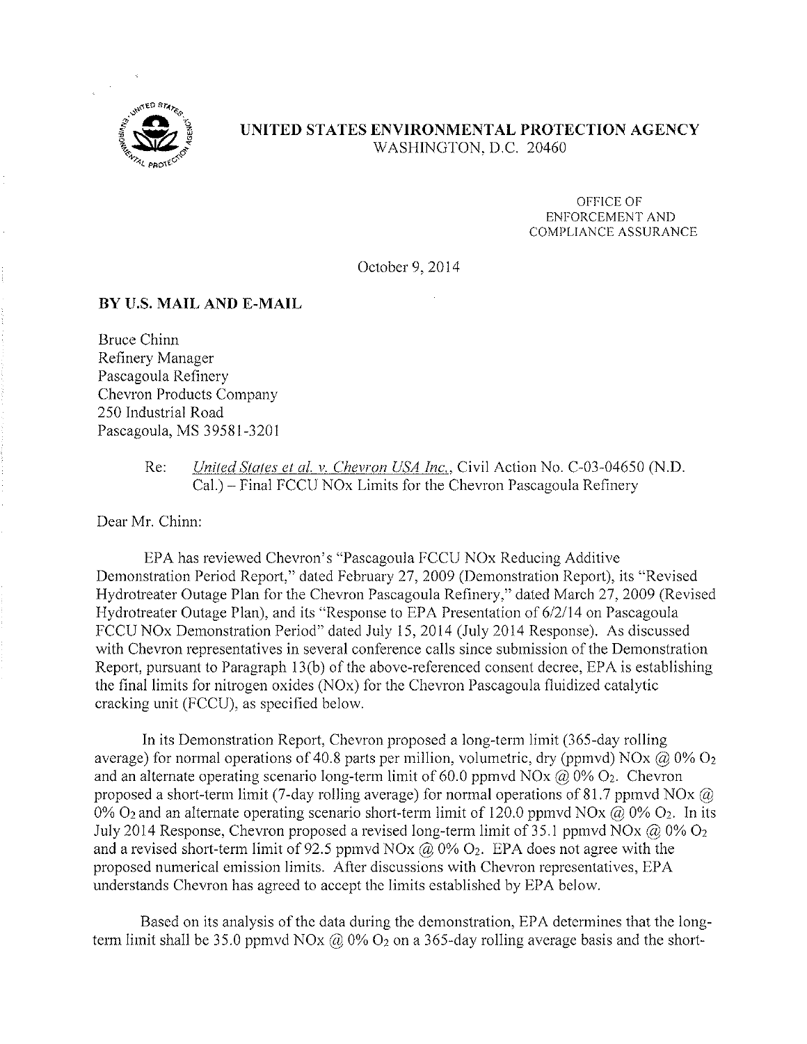**UNITED STATES ENVIRONMENTAL PROTECTION AGENCY**
WASHINGTON, D.C. 20460

OFFICE OF
ENFORCEMENT AND
COMPLIANCE ASSURANCE

October 9, 2014

**BY U.S. MAIL AND E-MAIL**

Bruce Chinn
Refinery Manager
Pascagoula Refinery
Chevron Products Company
250 Industrial Road
Pascagoula, MS 39581-3201

Re: *United States et al. v. Chevron USA Inc.*, Civil Action No. C-03-04650 (N.D. Cal.) – Final FCCU NOx Limits for the Chevron Pascagoula Refinery

Dear Mr. Chinn:

EPA has reviewed Chevron's "Pascagoula FCCU NOx Reducing Additive Demonstration Period Report," dated February 27, 2009 (Demonstration Report), its "Revised Hydrotreater Outage Plan for the Chevron Pascagoula Refinery," dated March 27, 2009 (Revised Hydrotreater Outage Plan), and its "Response to EPA Presentation of 6/2/14 on Pascagoula FCCU NOx Demonstration Period" dated July 15, 2014 (July 2014 Response). As discussed with Chevron representatives in several conference calls since submission of the Demonstration Report, pursuant to Paragraph 13(b) of the above-referenced consent decree, EPA is establishing the final limits for nitrogen oxides (NOx) for the Chevron Pascagoula fluidized catalytic cracking unit (FCCU), as specified below.

In its Demonstration Report, Chevron proposed a long-term limit (365-day rolling average) for normal operations of 40.8 parts per million, volumetric, dry (ppmvd) NOx @ 0% $O_2$ and an alternate operating scenario long-term limit of 60.0 ppmvd NOx @ 0% $O_2$. Chevron proposed a short-term limit (7-day rolling average) for normal operations of 81.7 ppmvd NOx @ 0% $O_2$ and an alternate operating scenario short-term limit of 120.0 ppmvd NOx @ 0% $O_2$. In its July 2014 Response, Chevron proposed a revised long-term limit of 35.1 ppmvd NOx @ 0% $O_2$ and a revised short-term limit of 92.5 ppmvd NOx @ 0% $O_2$. EPA does not agree with the proposed numerical emission limits. After discussions with Chevron representatives, EPA understands Chevron has agreed to accept the limits established by EPA below.

Based on its analysis of the data during the demonstration, EPA determines that the long-term limit shall be 35.0 ppmvd NOx @ 0% $O_2$ on a 365-day rolling average basis and the short-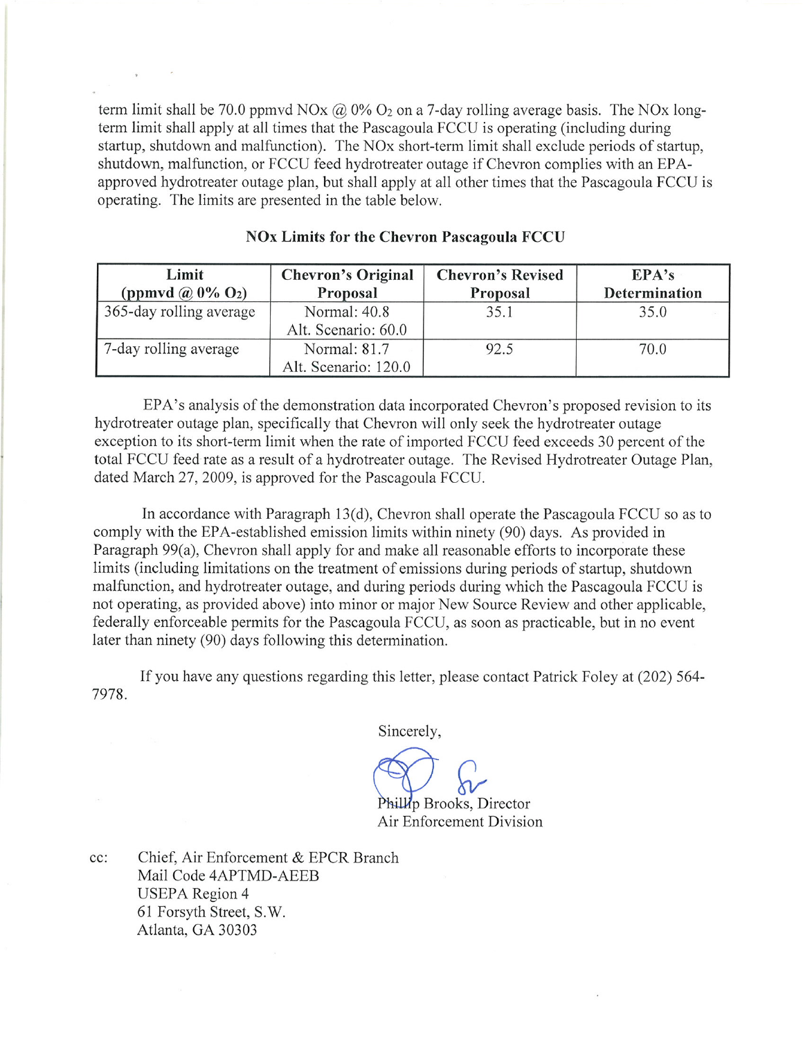term limit shall be 70.0 ppmvd NOx @ 0% $O_2$ on a 7-day rolling average basis. The NOx long-term limit shall apply at all times that the Pascagoula FCCU is operating (including during startup, shutdown and malfunction). The NOx short-term limit shall exclude periods of startup, shutdown, malfunction, or FCCU feed hydrotreater outage if Chevron complies with an EPA-approved hydrotreater outage plan, but shall apply at all other times that the Pascagoula FCCU is operating. The limits are presented in the table below.

**NOx Limits for the Chevron Pascagoula FCCU**

| Limit (ppmvd @ 0% $O_2$) | Chevron's Original Proposal | Chevron's Revised Proposal | EPA's Determination |
|---|---|---|---|
| 365-day rolling average | Normal: 40.8<br>Alt. Scenario: 60.0 | 35.1 | 35.0 |
| 7-day rolling average | Normal: 81.7<br>Alt. Scenario: 120.0 | 92.5 | 70.0 |

EPA's analysis of the demonstration data incorporated Chevron's proposed revision to its hydrotreater outage plan, specifically that Chevron will only seek the hydrotreater outage exception to its short-term limit when the rate of imported FCCU feed exceeds 30 percent of the total FCCU feed rate as a result of a hydrotreater outage. The Revised Hydrotreater Outage Plan, dated March 27, 2009, is approved for the Pascagoula FCCU.

In accordance with Paragraph 13(d), Chevron shall operate the Pascagoula FCCU so as to comply with the EPA-established emission limits within ninety (90) days. As provided in Paragraph 99(a), Chevron shall apply for and make all reasonable efforts to incorporate these limits (including limitations on the treatment of emissions during periods of startup, shutdown malfunction, and hydrotreater outage, and during periods during which the Pascagoula FCCU is not operating, as provided above) into minor or major New Source Review and other applicable, federally enforceable permits for the Pascagoula FCCU, as soon as practicable, but in no event later than ninety (90) days following this determination.

If you have any questions regarding this letter, please contact Patrick Foley at (202) 564-7978.

Sincerely,

Phillip Brooks, Director
Air Enforcement Division

cc: Chief, Air Enforcement & EPCR Branch
Mail Code 4APTMD-AEEB
USEPA Region 4
61 Forsyth Street, S.W.
Atlanta, GA 30303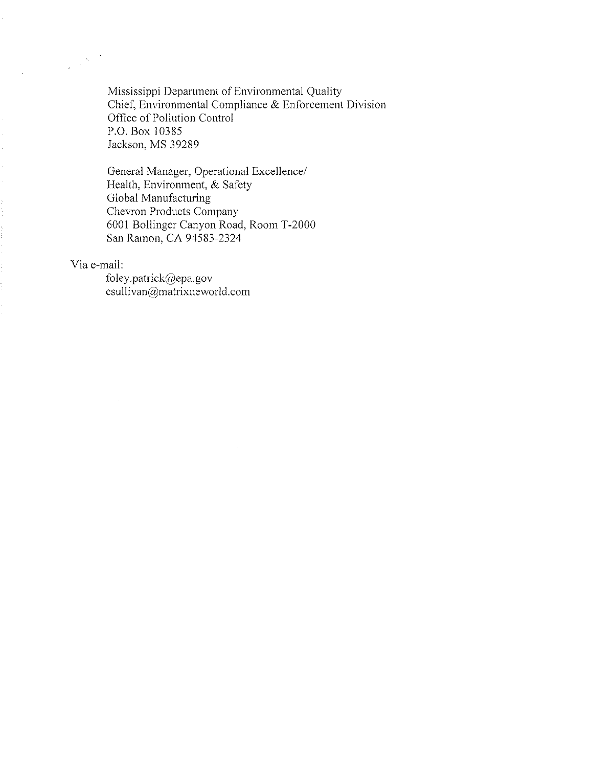Mississippi Department of Environmental Quality
Chief, Environmental Compliance & Enforcement Division
Office of Pollution Control
P.O. Box 10385
Jackson, MS 39289

General Manager, Operational Excellence/
Health, Environment, & Safety
Global Manufacturing
Chevron Products Company
6001 Bollinger Canyon Road, Room T-2000
San Ramon, CA 94583-2324

Via e-mail:

foley.patrick@epa.gov
csullivan@matrixneworld.com